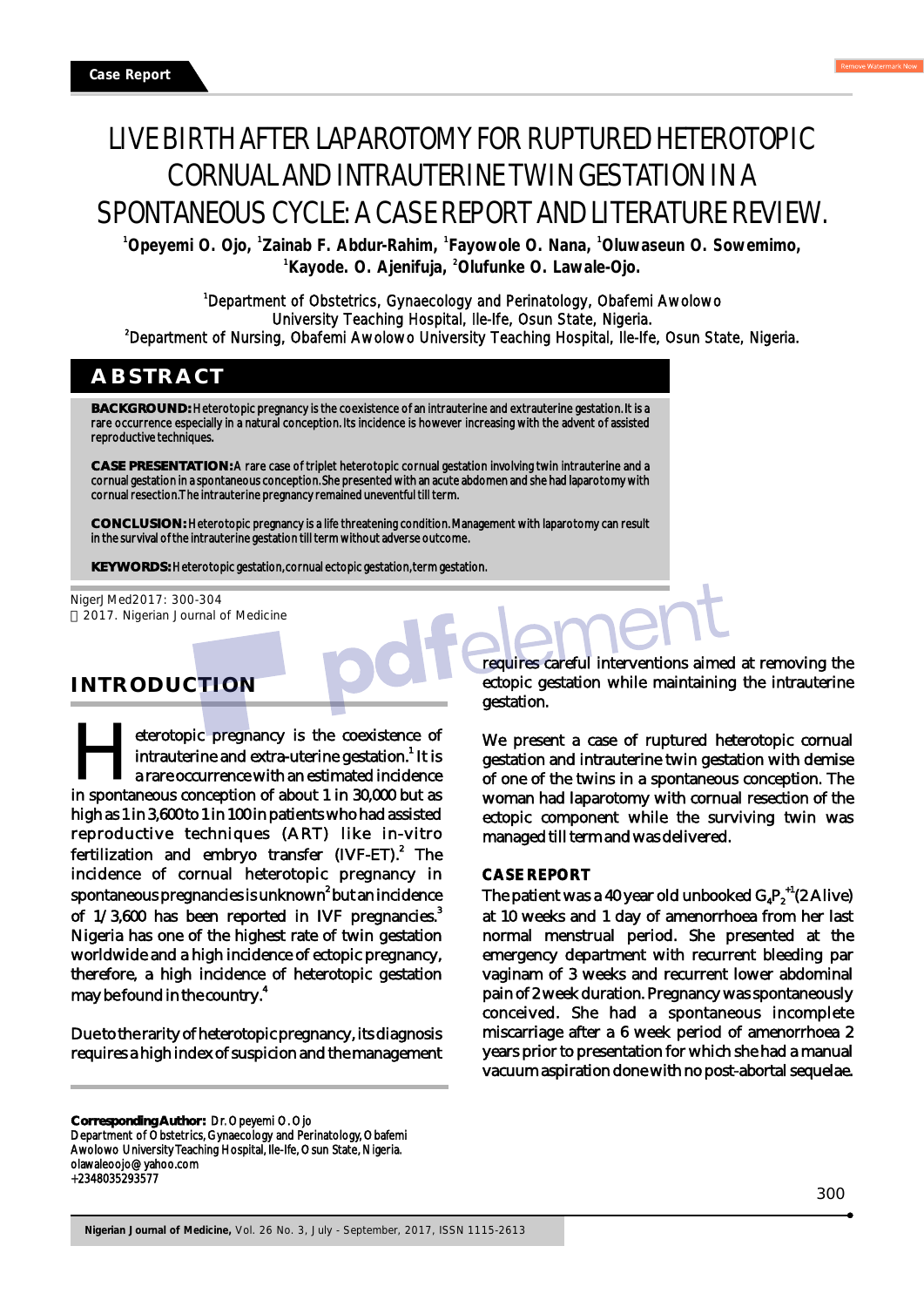Case Report

# LIVE BIRTH AFTER LAPAROTOMY FOR RUPTURED HETEROTOPIC CORNUAL AND INTRAUTERINE TWIN GESTATION IN A SPONTANEOUS CYCLE: A CASE REPORT AND LITERATURE REVIEW.

[1]Opeyemi O. Ojo, [1]Zainab F. Abdur-Rahim, [1]Fayowole O. Nana, [1]Oluwaseun O. Sowemimo, [1]Kayode. O. Ajenifuja, [2]Olufunke O. Lawale-Ojo.

[1]Department of Obstetrics, Gynaecology and Perinatology, Obafemi Awolowo University Teaching Hospital, Ile-Ife, Osun State, Nigeria.
[2]Department of Nursing, Obafemi Awolowo University Teaching Hospital, Ile-Ife, Osun State, Nigeria.

## ABSTRACT

**BACKGROUND:** Heterotopic pregnancy is the coexistence of an intrauterine and extrauterine gestation. It is a rare occurrence especially in a natural conception. Its incidence is however increasing with the advent of assisted reproductive techniques.

**CASE PRESENTATION:** A rare case of triplet heterotopic cornual gestation involving twin intrauterine and a cornual gestation in a spontaneous conception. She presented with an acute abdomen and she had laparotomy with cornual resection. The intrauterine pregnancy remained uneventful till term.

**CONCLUSION:** Heterotopic pregnancy is a life threatening condition. Management with laparotomy can result in the survival of the intrauterine gestation till term without adverse outcome.

**KEYWORDS:** Heterotopic gestation, cornual ectopic gestation, term gestation.

NigerJMed2017: 300-304
© 2017. Nigerian Journal of Medicine

## INTRODUCTION

Heterotopic pregnancy is the coexistence of intrauterine and extra-uterine gestation.[1] It is a rare occurrence with an estimated incidence in spontaneous conception of about 1 in 30,000 but as high as 1 in 3,600 to 1 in 100 in patients who had assisted reproductive techniques (ART) like in-vitro fertilization and embryo transfer (IVF-ET).[2] The incidence of cornual heterotopic pregnancy in spontaneous pregnancies is unknown[2] but an incidence of 1/3,600 has been reported in IVF pregnancies.[3] Nigeria has one of the highest rate of twin gestation worldwide and a high incidence of ectopic pregnancy, therefore, a high incidence of heterotopic gestation may be found in the country.[4]

Due to the rarity of heterotopic pregnancy, its diagnosis requires a high index of suspicion and the management requires careful interventions aimed at removing the ectopic gestation while maintaining the intrauterine gestation.

We present a case of ruptured heterotopic cornual gestation and intrauterine twin gestation with demise of one of the twins in a spontaneous conception. The woman had laparotomy with cornual resection of the ectopic component while the surviving twin was managed till term and was delivered.

### CASE REPORT

The patient was a 40 year old unbooked $G_4P_2^{+1}$ (2 Alive) at 10 weeks and 1 day of amenorrhoea from her last normal menstrual period. She presented at the emergency department with recurrent bleeding par vaginam of 3 weeks and recurrent lower abdominal pain of 2 week duration. Pregnancy was spontaneously conceived. She had a spontaneous incomplete miscarriage after a 6 week period of amenorrhoea 2 years prior to presentation for which she had a manual vacuum aspiration done with no post-abortal sequelae.

**Corresponding Author:** Dr. Opeyemi O. Ojo
Department of Obstetrics, Gynaecology and Perinatology, Obafemi Awolowo University Teaching Hospital, Ile-Ife, Osun State, Nigeria.
olawaleoojo@yahoo.com
+2348035293577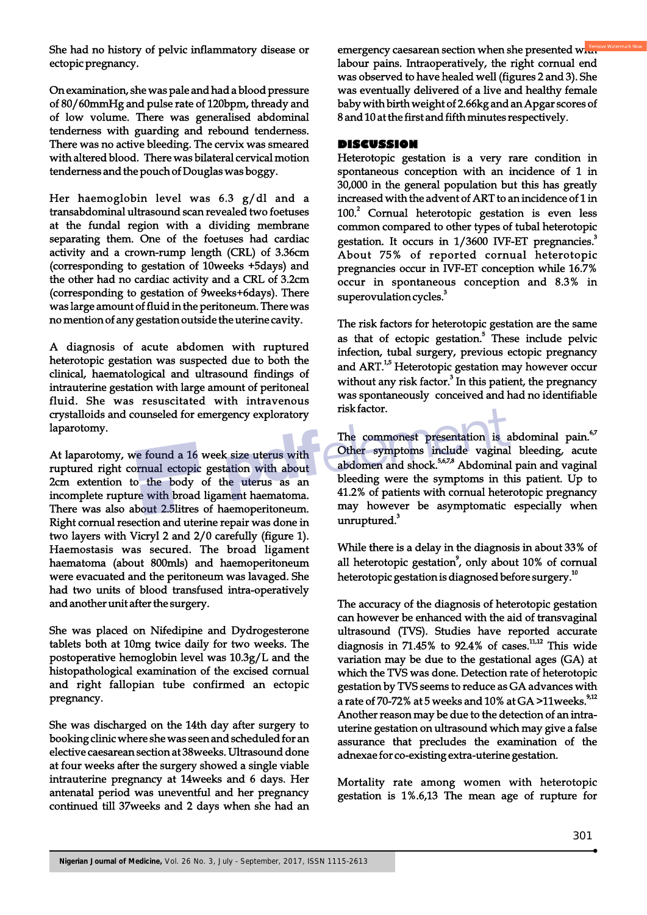She had no history of pelvic inflammatory disease or ectopic pregnancy.

On examination, she was pale and had a blood pressure of 80/60mmHg and pulse rate of 120bpm, thready and of low volume. There was generalised abdominal tenderness with guarding and rebound tenderness. There was no active bleeding. The cervix was smeared with altered blood. There was bilateral cervical motion tenderness and the pouch of Douglas was boggy.

Her haemoglobin level was 6.3 g/dl and a transabdominal ultrasound scan revealed two foetuses at the fundal region with a dividing membrane separating them. One of the foetuses had cardiac activity and a crown-rump length (CRL) of 3.36cm (corresponding to gestation of 10weeks +5days) and the other had no cardiac activity and a CRL of 3.2cm (corresponding to gestation of 9weeks+6days). There was large amount of fluid in the peritoneum. There was no mention of any gestation outside the uterine cavity.

A diagnosis of acute abdomen with ruptured heterotopic gestation was suspected due to both the clinical, haematological and ultrasound findings of intrauterine gestation with large amount of peritoneal fluid. She was resuscitated with intravenous crystalloids and counseled for emergency exploratory laparotomy.

At laparotomy, we found a 16 week size uterus with ruptured right cornual ectopic gestation with about 2cm extention to the body of the uterus as an incomplete rupture with broad ligament haematoma. There was also about 2.5litres of haemoperitoneum. Right cornual resection and uterine repair was done in two layers with Vicryl 2 and 2/0 carefully (figure 1). Haemostasis was secured. The broad ligament haematoma (about 800mls) and haemoperitoneum were evacuated and the peritoneum was lavaged. She had two units of blood transfused intra-operatively and another unit after the surgery.

She was placed on Nifedipine and Dydrogesterone tablets both at 10mg twice daily for two weeks. The postoperative hemoglobin level was 10.3g/L and the histopathological examination of the excised cornual and right fallopian tube confirmed an ectopic pregnancy.

She was discharged on the 14th day after surgery to booking clinic where she was seen and scheduled for an elective caesarean section at 38weeks. Ultrasound done at four weeks after the surgery showed a single viable intrauterine pregnancy at 14weeks and 6 days. Her antenatal period was uneventful and her pregnancy continued till 37weeks and 2 days when she had an emergency caesarean section when she presented with labour pains. Intraoperatively, the right cornual end was observed to have healed well (figures 2 and 3). She was eventually delivered of a live and healthy female baby with birth weight of 2.66kg and an Apgar scores of 8 and 10 at the first and fifth minutes respectively.

## DISCUSSION

Heterotopic gestation is a very rare condition in spontaneous conception with an incidence of 1 in 30,000 in the general population but this has greatly increased with the advent of ART to an incidence of 1 in 100.[2] Cornual heterotopic gestation is even less common compared to other types of tubal heterotopic gestation. It occurs in 1/3600 IVF-ET pregnancies.[3] About 75% of reported cornual heterotopic pregnancies occur in IVF-ET conception while 16.7% occur in spontaneous conception and 8.3% in superovulation cycles.[3]

The risk factors for heterotopic gestation are the same as that of ectopic gestation.[5] These include pelvic infection, tubal surgery, previous ectopic pregnancy and ART.[1,5] Heterotopic gestation may however occur without any risk factor.[3] In this patient, the pregnancy was spontaneously conceived and had no identifiable risk factor.

The commonest presentation is abdominal pain.[6,7] Other symptoms include vaginal bleeding, acute abdomen and shock.[5,6,7,8] Abdominal pain and vaginal bleeding were the symptoms in this patient. Up to 41.2% of patients with cornual heterotopic pregnancy may however be asymptomatic especially when unruptured.[3]

While there is a delay in the diagnosis in about 33% of all heterotopic gestation[9], only about 10% of cornual heterotopic gestation is diagnosed before surgery.[10]

The accuracy of the diagnosis of heterotopic gestation can however be enhanced with the aid of transvaginal ultrasound (TVS). Studies have reported accurate diagnosis in 71.45% to 92.4% of cases.[11,12] This wide variation may be due to the gestational ages (GA) at which the TVS was done. Detection rate of heterotopic gestation by TVS seems to reduce as GA advances with a rate of 70-72% at 5 weeks and 10% at GA >11weeks.[9,12] Another reason may be due to the detection of an intra-uterine gestation on ultrasound which may give a false assurance that precludes the examination of the adnexae for co-existing extra-uterine gestation.

Mortality rate among women with heterotopic gestation is 1%.6,13 The mean age of rupture for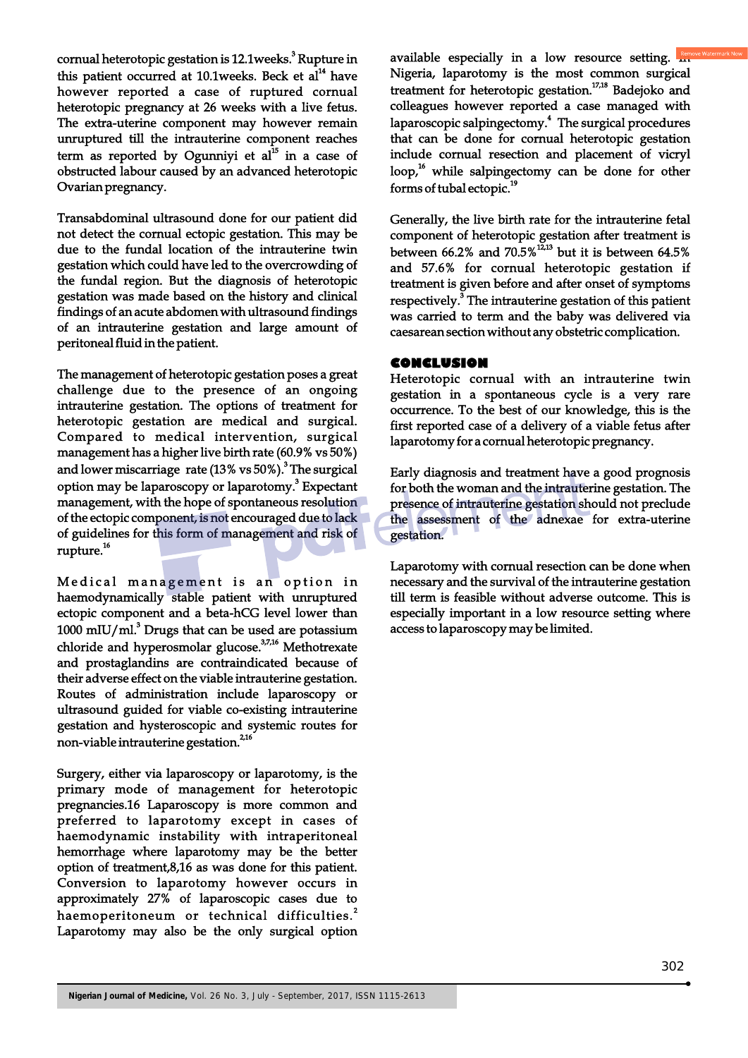cornual heterotopic gestation is 12.1weeks.[3] Rupture in this patient occurred at 10.1weeks. Beck et al[14] have however reported a case of ruptured cornual heterotopic pregnancy at 26 weeks with a live fetus. The extra-uterine component may however remain unruptured till the intrauterine component reaches term as reported by Ogunniyi et al[15] in a case of obstructed labour caused by an advanced heterotopic Ovarian pregnancy.

Transabdominal ultrasound done for our patient did not detect the cornual ectopic gestation. This may be due to the fundal location of the intrauterine twin gestation which could have led to the overcrowding of the fundal region. But the diagnosis of heterotopic gestation was made based on the history and clinical findings of an acute abdomen with ultrasound findings of an intrauterine gestation and large amount of peritoneal fluid in the patient.

The management of heterotopic gestation poses a great challenge due to the presence of an ongoing intrauterine gestation. The options of treatment for heterotopic gestation are medical and surgical. Compared to medical intervention, surgical management has a higher live birth rate (60.9% vs 50%) and lower miscarriage rate (13% vs 50%).[3] The surgical option may be laparoscopy or laparotomy.[3] Expectant management, with the hope of spontaneous resolution of the ectopic component, is not encouraged due to lack of guidelines for this form of management and risk of rupture.[16]

Medical management is an option in haemodynamically stable patient with unruptured ectopic component and a beta-hCG level lower than 1000 mIU/ml.[3] Drugs that can be used are potassium chloride and hyperosmolar glucose.[3,7,16] Methotrexate and prostaglandins are contraindicated because of their adverse effect on the viable intrauterine gestation. Routes of administration include laparoscopy or ultrasound guided for viable co-existing intrauterine gestation and hysteroscopic and systemic routes for non-viable intrauterine gestation.[2,16]

Surgery, either via laparoscopy or laparotomy, is the primary mode of management for heterotopic pregnancies.16 Laparoscopy is more common and preferred to laparotomy except in cases of haemodynamic instability with intraperitoneal hemorrhage where laparotomy may be the better option of treatment,8,16 as was done for this patient. Conversion to laparotomy however occurs in approximately 27% of laparoscopic cases due to haemoperitoneum or technical difficulties.[2] Laparotomy may also be the only surgical option available especially in a low resource setting. In Nigeria, laparotomy is the most common surgical treatment for heterotopic gestation.[17,18] Badejoko and colleagues however reported a case managed with laparoscopic salpingectomy.[4] The surgical procedures that can be done for cornual heterotopic gestation include cornual resection and placement of vicryl loop,[16] while salpingectomy can be done for other forms of tubal ectopic.[19]

Generally, the live birth rate for the intrauterine fetal component of heterotopic gestation after treatment is between 66.2% and 70.5%[12,13] but it is between 64.5% and 57.6% for cornual heterotopic gestation if treatment is given before and after onset of symptoms respectively.[3] The intrauterine gestation of this patient was carried to term and the baby was delivered via caesarean section without any obstetric complication.

## CONCLUSION

Heterotopic cornual with an intrauterine twin gestation in a spontaneous cycle is a very rare occurrence. To the best of our knowledge, this is the first reported case of a delivery of a viable fetus after laparotomy for a cornual heterotopic pregnancy.

Early diagnosis and treatment have a good prognosis for both the woman and the intrauterine gestation. The presence of intrauterine gestation should not preclude the assessment of the adnexae for extra-uterine gestation.

Laparotomy with cornual resection can be done when necessary and the survival of the intrauterine gestation till term is feasible without adverse outcome. This is especially important in a low resource setting where access to laparoscopy may be limited.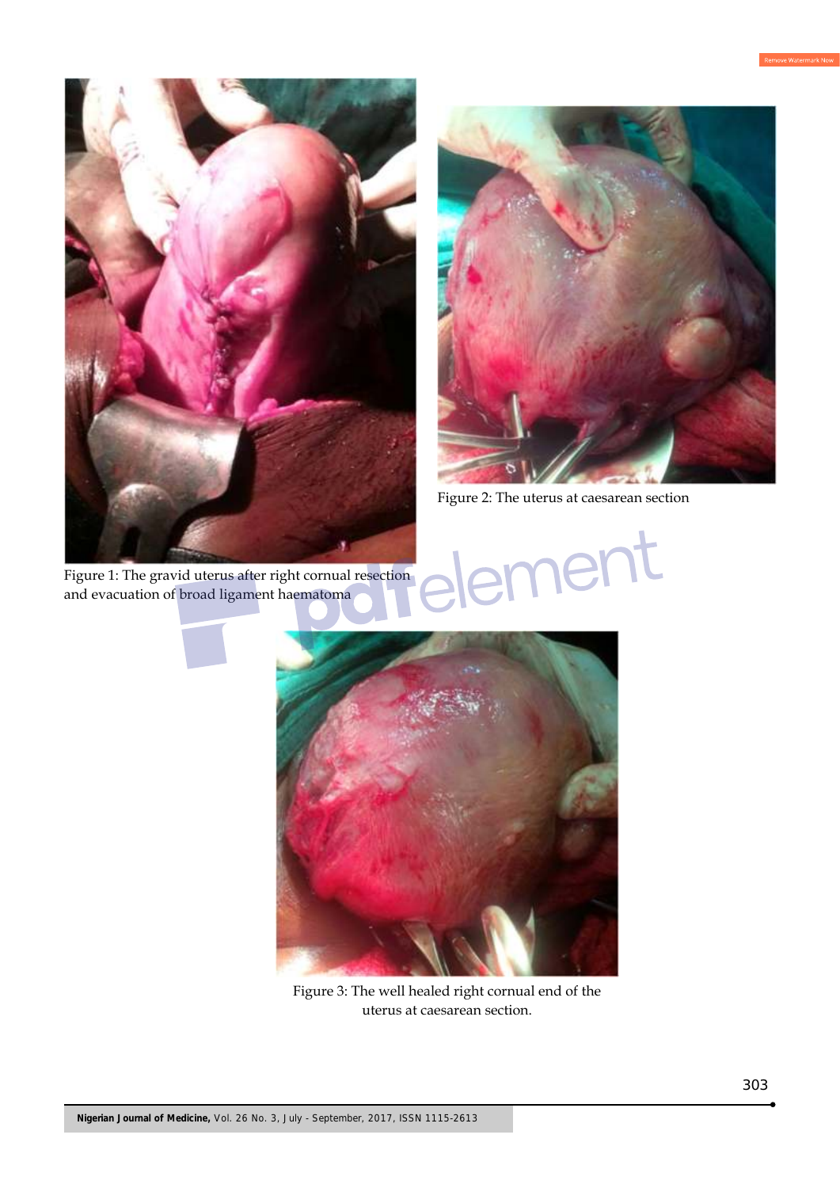Figure 1: The gravid uterus after right cornual resection and evacuation of broad ligament haematoma

Figure 2: The uterus at caesarean section

Figure 3: The well healed right cornual end of the uterus at caesarean section.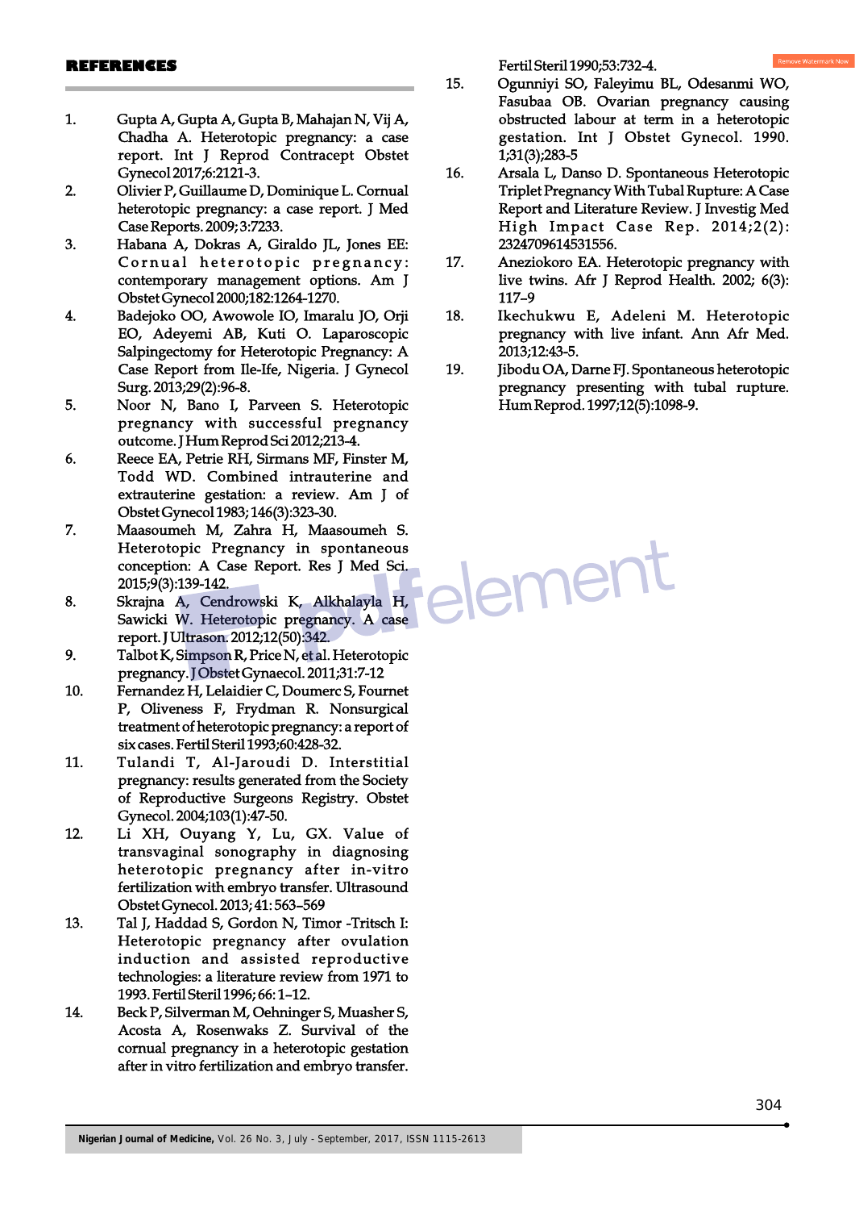## REFERENCES

1. Gupta A, Gupta A, Gupta B, Mahajan N, Vij A, Chadha A. Heterotopic pregnancy: a case report. Int J Reprod Contracept Obstet Gynecol 2017;6:2121-3.
2. Olivier P, Guillaume D, Dominique L. Cornual heterotopic pregnancy: a case report. J Med Case Reports. 2009; 3:7233.
3. Habana A, Dokras A, Giraldo JL, Jones EE: Cornual heterotopic pregnancy: contemporary management options. Am J Obstet Gynecol 2000;182:1264-1270.
4. Badejoko OO, Awowole IO, Imaralu JO, Orji EO, Adeyemi AB, Kuti O. Laparoscopic Salpingectomy for Heterotopic Pregnancy: A Case Report from Ile-Ife, Nigeria. J Gynecol Surg. 2013;29(2):96-8.
5. Noor N, Bano I, Parveen S. Heterotopic pregnancy with successful pregnancy outcome. J Hum Reprod Sci 2012;213-4.
6. Reece EA, Petrie RH, Sirmans MF, Finster M, Todd WD. Combined intrauterine and extrauterine gestation: a review. Am J of Obstet Gynecol 1983; 146(3):323-30.
7. Maasoumeh M, Zahra H, Maasoumeh S. Heterotopic Pregnancy in spontaneous conception: A Case Report. Res J Med Sci. 2015;9(3):139-142.
8. Skrajna A, Cendrowski K, Alkhalayla H, Sawicki W. Heterotopic pregnancy. A case report. J Ultrason. 2012;12(50):342.
9. Talbot K, Simpson R, Price N, et al. Heterotopic pregnancy. J Obstet Gynaecol. 2011;31:7-12
10. Fernandez H, Lelaidier C, Doumerc S, Fournet P, Oliveness F, Frydman R. Nonsurgical treatment of heterotopic pregnancy: a report of six cases. Fertil Steril 1993;60:428-32.
11. Tulandi T, Al-Jaroudi D. Interstitial pregnancy: results generated from the Society of Reproductive Surgeons Registry. Obstet Gynecol. 2004;103(1):47-50.
12. Li XH, Ouyang Y, Lu, GX. Value of transvaginal sonography in diagnosing heterotopic pregnancy after in-vitro fertilization with embryo transfer. Ultrasound Obstet Gynecol. 2013; 41: 563–569
13. Tal J, Haddad S, Gordon N, Timor -Tritsch I: Heterotopic pregnancy after ovulation induction and assisted reproductive technologies: a literature review from 1971 to 1993. Fertil Steril 1996; 66: 1–12.
14. Beck P, Silverman M, Oehninger S, Muasher S, Acosta A, Rosenwaks Z. Survival of the cornual pregnancy in a heterotopic gestation after in vitro fertilization and embryo transfer. Fertil Steril 1990;53:732-4.
15. Ogunniyi SO, Faleyimu BL, Odesanmi WO, Fasubaa OB. Ovarian pregnancy causing obstructed labour at term in a heterotopic gestation. Int J Obstet Gynecol. 1990. 1;31(3);283-5
16. Arsala L, Danso D. Spontaneous Heterotopic Triplet Pregnancy With Tubal Rupture: A Case Report and Literature Review. J Investig Med High Impact Case Rep. 2014;2(2): 2324709614531556.
17. Aneziokoro EA. Heterotopic pregnancy with live twins. Afr J Reprod Health. 2002; 6(3): 117–9
18. Ikechukwu E, Adeleni M. Heterotopic pregnancy with live infant. Ann Afr Med. 2013;12:43-5.
19. Jibodu OA, Darne FJ. Spontaneous heterotopic pregnancy presenting with tubal rupture. Hum Reprod. 1997;12(5):1098-9.